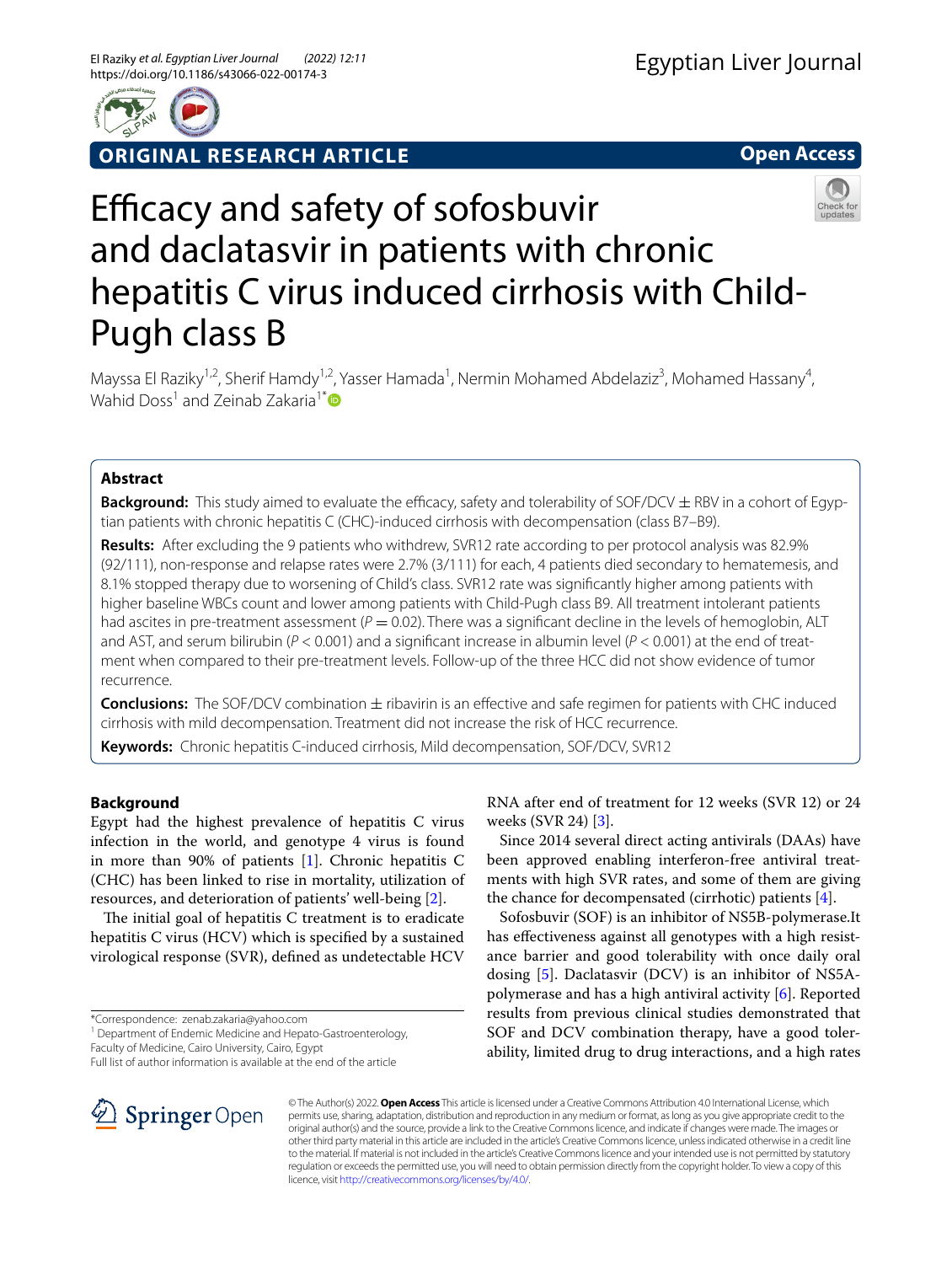ORIGINAL RESEARCH ARTICLE

Open Access

# Efficacy and safety of sofosbuvir and daclatasvir in patients with chronic hepatitis C virus induced cirrhosis with Child-Pugh class B

Mayssa El Raziky[1,2], Sherif Hamdy[1,2], Yasser Hamada[1], Nermin Mohamed Abdelaziz[3], Mohamed Hassany[4], Wahid Doss[1] and Zeinab Zakaria[1*]

## Abstract

**Background:** This study aimed to evaluate the efficacy, safety and tolerability of SOF/DCV ± RBV in a cohort of Egyptian patients with chronic hepatitis C (CHC)-induced cirrhosis with decompensation (class B7–B9).

**Results:** After excluding the 9 patients who withdrew, SVR12 rate according to per protocol analysis was 82.9% (92/111), non-response and relapse rates were 2.7% (3/111) for each, 4 patients died secondary to hematemesis, and 8.1% stopped therapy due to worsening of Child's class. SVR12 rate was significantly higher among patients with higher baseline WBCs count and lower among patients with Child-Pugh class B9. All treatment intolerant patients had ascites in pre-treatment assessment ($P = 0.02$). There was a significant decline in the levels of hemoglobin, ALT and AST, and serum bilirubin ($P < 0.001$) and a significant increase in albumin level ($P < 0.001$) at the end of treatment when compared to their pre-treatment levels. Follow-up of the three HCC did not show evidence of tumor recurrence.

**Conclusions:** The SOF/DCV combination ± ribavirin is an effective and safe regimen for patients with CHC induced cirrhosis with mild decompensation. Treatment did not increase the risk of HCC recurrence.

**Keywords:** Chronic hepatitis C-induced cirrhosis, Mild decompensation, SOF/DCV, SVR12

## Background

Egypt had the highest prevalence of hepatitis C virus infection in the world, and genotype 4 virus is found in more than 90% of patients [1]. Chronic hepatitis C (CHC) has been linked to rise in mortality, utilization of resources, and deterioration of patients' well-being [2].

The initial goal of hepatitis C treatment is to eradicate hepatitis C virus (HCV) which is specified by a sustained virological response (SVR), defined as undetectable HCV RNA after end of treatment for 12 weeks (SVR 12) or 24 weeks (SVR 24) [3].

Since 2014 several direct acting antivirals (DAAs) have been approved enabling interferon-free antiviral treatments with high SVR rates, and some of them are giving the chance for decompensated (cirrhotic) patients [4].

Sofosbuvir (SOF) is an inhibitor of NS5B-polymerase.It has effectiveness against all genotypes with a high resistance barrier and good tolerability with once daily oral dosing [5]. Daclatasvir (DCV) is an inhibitor of NS5A-polymerase and has a high antiviral activity [6]. Reported results from previous clinical studies demonstrated that SOF and DCV combination therapy, have a good tolerability, limited drug to drug interactions, and a high rates

*Correspondence: zenab.zakaria@yahoo.com
[1] Department of Endemic Medicine and Hepato-Gastroenterology, Faculty of Medicine, Cairo University, Cairo, Egypt
Full list of author information is available at the end of the article

© The Author(s) 2022. **Open Access** This article is licensed under a Creative Commons Attribution 4.0 International License, which permits use, sharing, adaptation, distribution and reproduction in any medium or format, as long as you give appropriate credit to the original author(s) and the source, provide a link to the Creative Commons licence, and indicate if changes were made. The images or other third party material in this article are included in the article's Creative Commons licence, unless indicated otherwise in a credit line to the material. If material is not included in the article's Creative Commons licence and your intended use is not permitted by statutory regulation or exceeds the permitted use, you will need to obtain permission directly from the copyright holder. To view a copy of this licence, visit http://creativecommons.org/licenses/by/4.0/.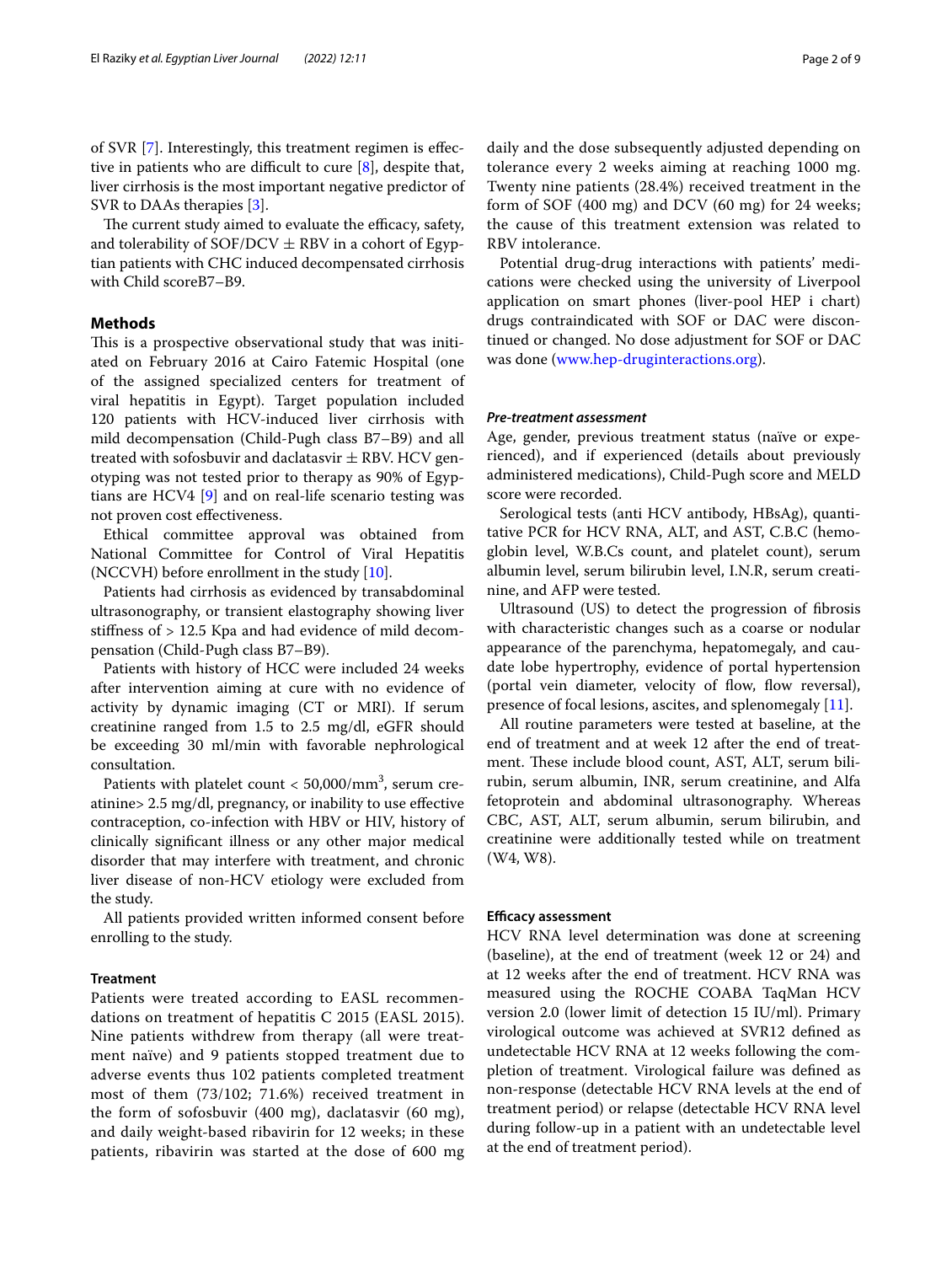of SVR [7]. Interestingly, this treatment regimen is effective in patients who are difficult to cure [8], despite that, liver cirrhosis is the most important negative predictor of SVR to DAAs therapies [3].

The current study aimed to evaluate the efficacy, safety, and tolerability of SOF/DCV ± RBV in a cohort of Egyptian patients with CHC induced decompensated cirrhosis with Child scoreB7–B9.

## Methods

This is a prospective observational study that was initiated on February 2016 at Cairo Fatemic Hospital (one of the assigned specialized centers for treatment of viral hepatitis in Egypt). Target population included 120 patients with HCV-induced liver cirrhosis with mild decompensation (Child-Pugh class B7–B9) and all treated with sofosbuvir and daclatasvir ± RBV. HCV genotyping was not tested prior to therapy as 90% of Egyptians are HCV4 [9] and on real-life scenario testing was not proven cost effectiveness.

Ethical committee approval was obtained from National Committee for Control of Viral Hepatitis (NCCVH) before enrollment in the study [10].

Patients had cirrhosis as evidenced by transabdominal ultrasonography, or transient elastography showing liver stiffness of > 12.5 Kpa and had evidence of mild decompensation (Child-Pugh class B7–B9).

Patients with history of HCC were included 24 weeks after intervention aiming at cure with no evidence of activity by dynamic imaging (CT or MRI). If serum creatinine ranged from 1.5 to 2.5 mg/dl, eGFR should be exceeding 30 ml/min with favorable nephrological consultation.

Patients with platelet count < 50,000/mm$^3$, serum creatinine> 2.5 mg/dl, pregnancy, or inability to use effective contraception, co-infection with HBV or HIV, history of clinically significant illness or any other major medical disorder that may interfere with treatment, and chronic liver disease of non-HCV etiology were excluded from the study.

All patients provided written informed consent before enrolling to the study.

### Treatment

Patients were treated according to EASL recommendations on treatment of hepatitis C 2015 (EASL 2015). Nine patients withdrew from therapy (all were treatment naïve) and 9 patients stopped treatment due to adverse events thus 102 patients completed treatment most of them (73/102; 71.6%) received treatment in the form of sofosbuvir (400 mg), daclatasvir (60 mg), and daily weight-based ribavirin for 12 weeks; in these patients, ribavirin was started at the dose of 600 mg daily and the dose subsequently adjusted depending on tolerance every 2 weeks aiming at reaching 1000 mg. Twenty nine patients (28.4%) received treatment in the form of SOF (400 mg) and DCV (60 mg) for 24 weeks; the cause of this treatment extension was related to RBV intolerance.

Potential drug-drug interactions with patients' medications were checked using the university of Liverpool application on smart phones (liver-pool HEP i chart) drugs contraindicated with SOF or DAC were discontinued or changed. No dose adjustment for SOF or DAC was done (www.hep-druginteractions.org).

#### *Pre-treatment assessment*

Age, gender, previous treatment status (naïve or experienced), and if experienced (details about previously administered medications), Child-Pugh score and MELD score were recorded.

Serological tests (anti HCV antibody, HBsAg), quantitative PCR for HCV RNA, ALT, and AST, C.B.C (hemoglobin level, W.B.Cs count, and platelet count), serum albumin level, serum bilirubin level, I.N.R, serum creatinine, and AFP were tested.

Ultrasound (US) to detect the progression of fibrosis with characteristic changes such as a coarse or nodular appearance of the parenchyma, hepatomegaly, and caudate lobe hypertrophy, evidence of portal hypertension (portal vein diameter, velocity of flow, flow reversal), presence of focal lesions, ascites, and splenomegaly [11].

All routine parameters were tested at baseline, at the end of treatment and at week 12 after the end of treatment. These include blood count, AST, ALT, serum bilirubin, serum albumin, INR, serum creatinine, and Alfa fetoprotein and abdominal ultrasonography. Whereas CBC, AST, ALT, serum albumin, serum bilirubin, and creatinine were additionally tested while on treatment (W4, W8).

### Efficacy assessment

HCV RNA level determination was done at screening (baseline), at the end of treatment (week 12 or 24) and at 12 weeks after the end of treatment. HCV RNA was measured using the ROCHE COABA TaqMan HCV version 2.0 (lower limit of detection 15 IU/ml). Primary virological outcome was achieved at SVR12 defined as undetectable HCV RNA at 12 weeks following the completion of treatment. Virological failure was defined as non-response (detectable HCV RNA levels at the end of treatment period) or relapse (detectable HCV RNA level during follow-up in a patient with an undetectable level at the end of treatment period).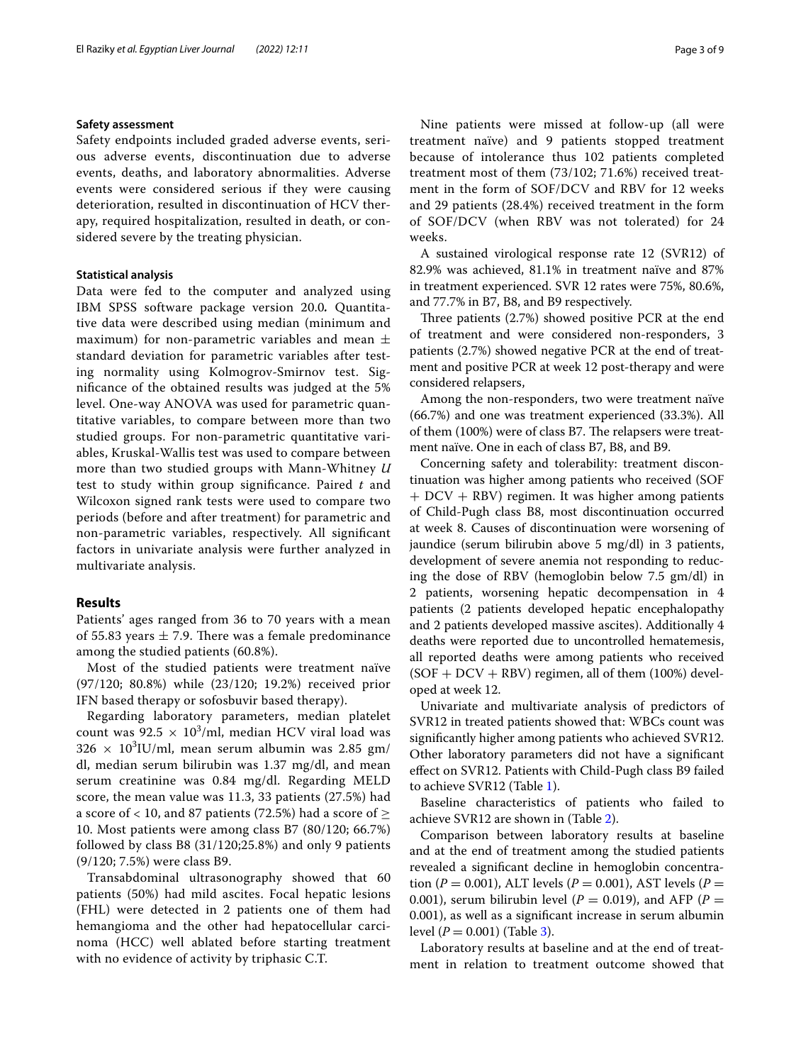### Safety assessment

Safety endpoints included graded adverse events, serious adverse events, discontinuation due to adverse events, deaths, and laboratory abnormalities. Adverse events were considered serious if they were causing deterioration, resulted in discontinuation of HCV therapy, required hospitalization, resulted in death, or considered severe by the treating physician.

### Statistical analysis

Data were fed to the computer and analyzed using IBM SPSS software package version 20.0*.* Quantitative data were described using median (minimum and maximum) for non-parametric variables and mean $\pm$ standard deviation for parametric variables after testing normality using Kolmogrov-Smirnov test. Significance of the obtained results was judged at the 5% level. One-way ANOVA was used for parametric quantitative variables, to compare between more than two studied groups. For non-parametric quantitative variables, Kruskal-Wallis test was used to compare between more than two studied groups with Mann-Whitney *U* test to study within group significance. Paired *t* and Wilcoxon signed rank tests were used to compare two periods (before and after treatment) for parametric and non-parametric variables, respectively. All significant factors in univariate analysis were further analyzed in multivariate analysis.

## Results

Patients' ages ranged from 36 to 70 years with a mean of 55.83 years $\pm$ 7.9. There was a female predominance among the studied patients (60.8%).

Most of the studied patients were treatment naïve (97/120; 80.8%) while (23/120; 19.2%) received prior IFN based therapy or sofosbuvir based therapy).

Regarding laboratory parameters, median platelet count was $92.5 \times 10^3$/ml, median HCV viral load was $326 \times 10^3$IU/ml, mean serum albumin was 2.85 gm/dl, median serum bilirubin was 1.37 mg/dl, and mean serum creatinine was 0.84 mg/dl. Regarding MELD score, the mean value was 11.3, 33 patients (27.5%) had a score of < 10, and 87 patients (72.5%) had a score of $\geq$ 10. Most patients were among class B7 (80/120; 66.7%) followed by class B8 (31/120;25.8%) and only 9 patients (9/120; 7.5%) were class B9.

Transabdominal ultrasonography showed that 60 patients (50%) had mild ascites. Focal hepatic lesions (FHL) were detected in 2 patients one of them had hemangioma and the other had hepatocellular carcinoma (HCC) well ablated before starting treatment with no evidence of activity by triphasic C.T.

Nine patients were missed at follow-up (all were treatment naïve) and 9 patients stopped treatment because of intolerance thus 102 patients completed treatment most of them (73/102; 71.6%) received treatment in the form of SOF/DCV and RBV for 12 weeks and 29 patients (28.4%) received treatment in the form of SOF/DCV (when RBV was not tolerated) for 24 weeks.

A sustained virological response rate 12 (SVR12) of 82.9% was achieved, 81.1% in treatment naïve and 87% in treatment experienced. SVR 12 rates were 75%, 80.6%, and 77.7% in B7, B8, and B9 respectively.

Three patients (2.7%) showed positive PCR at the end of treatment and were considered non-responders, 3 patients (2.7%) showed negative PCR at the end of treatment and positive PCR at week 12 post-therapy and were considered relapsers,

Among the non-responders, two were treatment naïve (66.7%) and one was treatment experienced (33.3%). All of them (100%) were of class B7. The relapsers were treatment naïve. One in each of class B7, B8, and B9.

Concerning safety and tolerability: treatment discontinuation was higher among patients who received (SOF + DCV + RBV) regimen. It was higher among patients of Child-Pugh class B8, most discontinuation occurred at week 8. Causes of discontinuation were worsening of jaundice (serum bilirubin above 5 mg/dl) in 3 patients, development of severe anemia not responding to reducing the dose of RBV (hemoglobin below 7.5 gm/dl) in 2 patients, worsening hepatic decompensation in 4 patients (2 patients developed hepatic encephalopathy and 2 patients developed massive ascites). Additionally 4 deaths were reported due to uncontrolled hematemesis, all reported deaths were among patients who received (SOF + DCV + RBV) regimen, all of them (100%) developed at week 12.

Univariate and multivariate analysis of predictors of SVR12 in treated patients showed that: WBCs count was significantly higher among patients who achieved SVR12. Other laboratory parameters did not have a significant effect on SVR12. Patients with Child-Pugh class B9 failed to achieve SVR12 (Table 1).

Baseline characteristics of patients who failed to achieve SVR12 are shown in (Table 2).

Comparison between laboratory results at baseline and at the end of treatment among the studied patients revealed a significant decline in hemoglobin concentration ($P = 0.001$), ALT levels ($P = 0.001$), AST levels ($P =$ 0.001), serum bilirubin level ($P = 0.019$), and AFP ($P =$ 0.001), as well as a significant increase in serum albumin level ($P = 0.001$) (Table 3).

Laboratory results at baseline and at the end of treatment in relation to treatment outcome showed that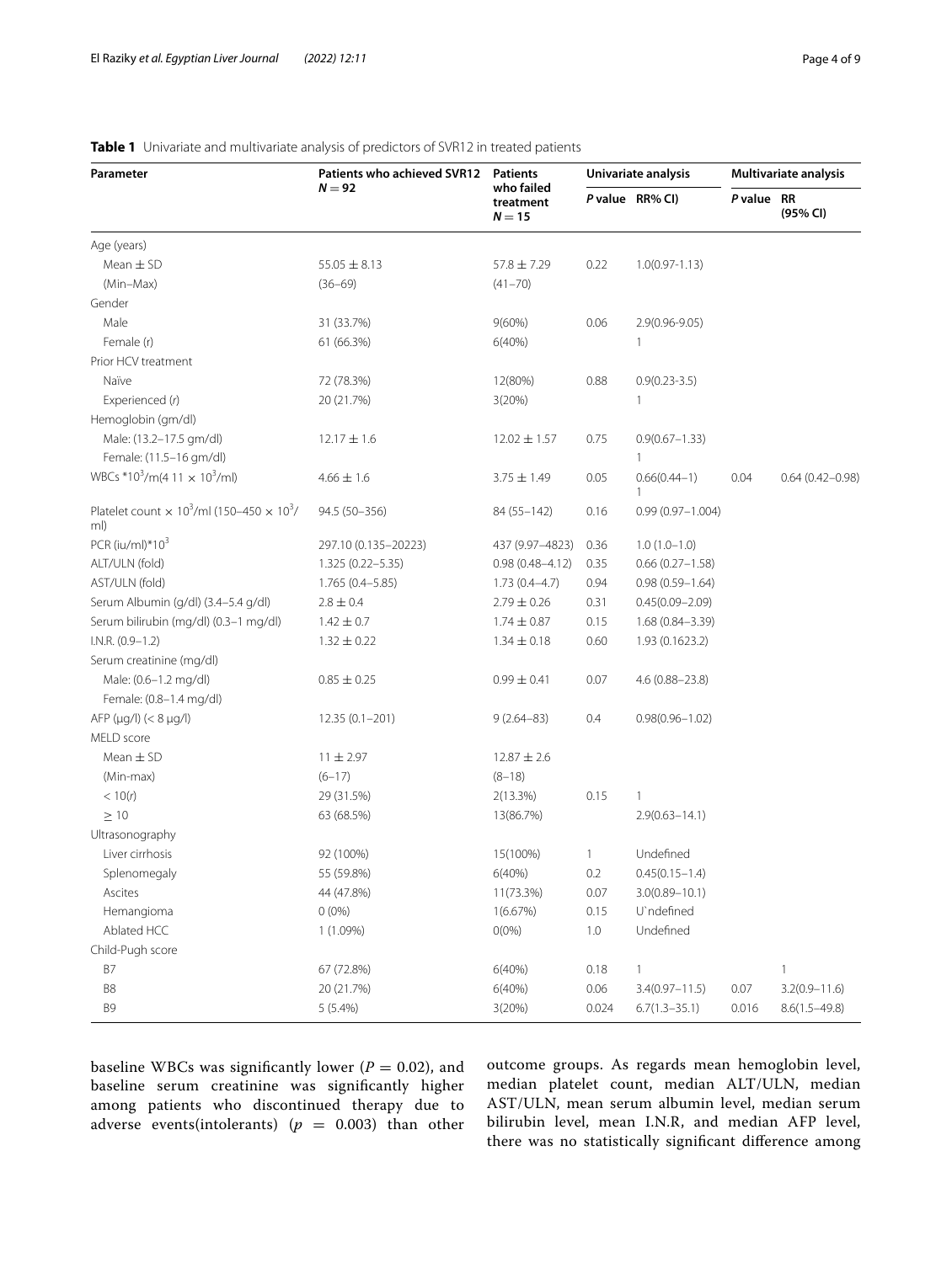**Table 1** Univariate and multivariate analysis of predictors of SVR12 in treated patients

| Parameter | Patients who achieved SVR12 $N = 92$ | Patients who failed treatment $N = 15$ | Univariate analysis | | Multivariate analysis | |
|---|---|---|---|---|---|---|
| | | | *P* value | RR% CI) | *P* value | RR (95% CI) |
| Age (years) | | | | | | |
| Mean ± SD | 55.05 ± 8.13 | 57.8 ± 7.29 | 0.22 | 1.0(0.97-1.13) | | |
| (Min–Max) | (36–69) | (41–70) | | | | |
| Gender | | | | | | |
| Male | 31 (33.7%) | 9(60%) | 0.06 | 2.9(0.96-9.05) | | |
| Female (r) | 61 (66.3%) | 6(40%) | | 1 | | |
| Prior HCV treatment | | | | | | |
| Naïve | 72 (78.3%) | 12(80%) | 0.88 | 0.9(0.23-3.5) | | |
| Experienced (r) | 20 (21.7%) | 3(20%) | | 1 | | |
| Hemoglobin (gm/dl) | | | | | | |
| Male: (13.2–17.5 gm/dl) | 12.17 ± 1.6 | 12.02 ± 1.57 | 0.75 | 0.9(0.67–1.33) | | |
| Female: (11.5–16 gm/dl) | | | | 1 | | |
| WBCs $*10^3$/m(4 11 × $10^3$/ml) | 4.66 ± 1.6 | 3.75 ± 1.49 | 0.05 | 0.66(0.44–1) 1 | 0.04 | 0.64 (0.42–0.98) |
| Platelet count × $10^3$/ml (150–450 × $10^3$/ml) | 94.5 (50–356) | 84 (55–142) | 0.16 | 0.99 (0.97–1.004) | | |
| PCR (iu/ml)$*10^3$ | 297.10 (0.135–20223) | 437 (9.97–4823) | 0.36 | 1.0 (1.0–1.0) | | |
| ALT/ULN (fold) | 1.325 (0.22–5.35) | 0.98 (0.48–4.12) | 0.35 | 0.66 (0.27–1.58) | | |
| AST/ULN (fold) | 1.765 (0.4–5.85) | 1.73 (0.4–4.7) | 0.94 | 0.98 (0.59–1.64) | | |
| Serum Albumin (g/dl) (3.4–5.4 g/dl) | 2.8 ± 0.4 | 2.79 ± 0.26 | 0.31 | 0.45(0.09–2.09) | | |
| Serum bilirubin (mg/dl) (0.3–1 mg/dl) | 1.42 ± 0.7 | 1.74 ± 0.87 | 0.15 | 1.68 (0.84–3.39) | | |
| I.N.R. (0.9–1.2) | 1.32 ± 0.22 | 1.34 ± 0.18 | 0.60 | 1.93 (0.1623.2) | | |
| Serum creatinine (mg/dl) | | | | | | |
| Male: (0.6–1.2 mg/dl) | 0.85 ± 0.25 | 0.99 ± 0.41 | 0.07 | 4.6 (0.88–23.8) | | |
| Female: (0.8–1.4 mg/dl) | | | | | | |
| AFP (μg/l) (< 8 μg/l) | 12.35 (0.1–201) | 9 (2.64–83) | 0.4 | 0.98(0.96–1.02) | | |
| MELD score | | | | | | |
| Mean ± SD | 11 ± 2.97 | 12.87 ± 2.6 | | | | |
| (Min-max) | (6–17) | (8–18) | | | | |
| < 10(r) | 29 (31.5%) | 2(13.3%) | 0.15 | 1 | | |
| ≥ 10 | 63 (68.5%) | 13(86.7%) | | 2.9(0.63–14.1) | | |
| Ultrasonography | | | | | | |
| Liver cirrhosis | 92 (100%) | 15(100%) | 1 | Undefined | | |
| Splenomegaly | 55 (59.8%) | 6(40%) | 0.2 | 0.45(0.15–1.4) | | |
| Ascites | 44 (47.8%) | 11(73.3%) | 0.07 | 3.0(0.89–10.1) | | |
| Hemangioma | 0 (0%) | 1(6.67%) | 0.15 | U`ndefined | | |
| Ablated HCC | 1 (1.09%) | 0(0%) | 1.0 | Undefined | | |
| Child-Pugh score | | | | | | |
| B7 | 67 (72.8%) | 6(40%) | 0.18 | 1 | | 1 |
| B8 | 20 (21.7%) | 6(40%) | 0.06 | 3.4(0.97–11.5) | 0.07 | 3.2(0.9–11.6) |
| B9 | 5 (5.4%) | 3(20%) | 0.024 | 6.7(1.3–35.1) | 0.016 | 8.6(1.5–49.8) |

baseline WBCs was significantly lower ($P = 0.02$), and baseline serum creatinine was significantly higher among patients who discontinued therapy due to adverse events(intolerants) ($p = 0.003$) than other outcome groups. As regards mean hemoglobin level, median platelet count, median ALT/ULN, median AST/ULN, mean serum albumin level, median serum bilirubin level, mean I.N.R, and median AFP level, there was no statistically significant difference among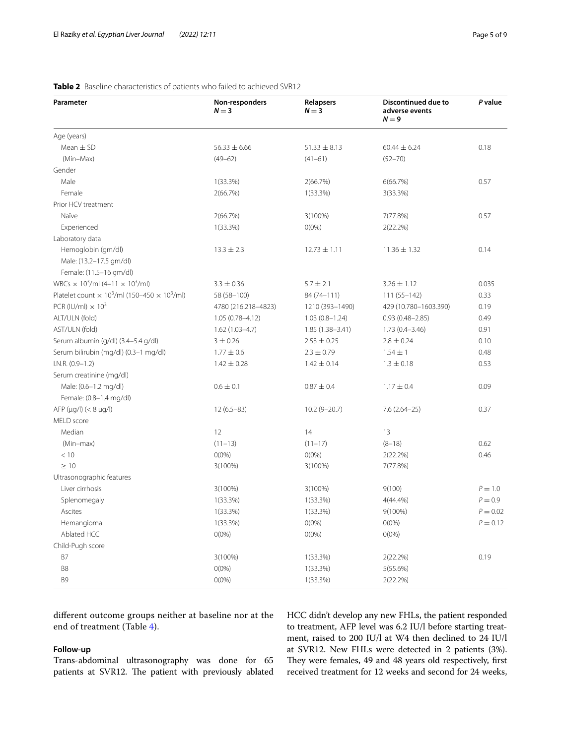**Table 2** Baseline characteristics of patients who failed to achieved SVR12

| Parameter | Non-responders $N = 3$ | Relapsers $N = 3$ | Discontinued due to adverse events $N = 9$ | *P* value |
|---|---|---|---|---|
| Age (years) | | | | |
| Mean ± SD | 56.33 ± 6.66 | 51.33 ± 8.13 | 60.44 ± 6.24 | 0.18 |
| (Min–Max) | (49–62) | (41–61) | (52–70) | |
| Gender | | | | |
| Male | 1(33.3%) | 2(66.7%) | 6(66.7%) | 0.57 |
| Female | 2(66.7%) | 1(33.3%) | 3(33.3%) | |
| Prior HCV treatment | | | | |
| Naïve | 2(66.7%) | 3(100%) | 7(77.8%) | 0.57 |
| Experienced | 1(33.3%) | 0(0%) | 2(22.2%) | |
| Laboratory data | | | | |
| Hemoglobin (gm/dl) | 13.3 ± 2.3 | 12.73 ± 1.11 | 11.36 ± 1.32 | 0.14 |
| Male: (13.2–17.5 gm/dl) | | | | |
| Female: (11.5–16 gm/dl) | | | | |
| WBCs × $10^3$/ml (4–11 × $10^3$/ml) | 3.3 ± 0.36 | 5.7 ± 2.1 | 3.26 ± 1.12 | 0.035 |
| Platelet count × $10^3$/ml (150–450 × $10^3$/ml) | 58 (58–100) | 84 (74–111) | 111 (55–142) | 0.33 |
| PCR (IU/ml) × $10^3$ | 4780 (216.218–4823) | 1210 (393–1490) | 429 (10.780–1603.390) | 0.19 |
| ALT/ULN (fold) | 1.05 (0.78–4.12) | 1.03 (0.8–1.24) | 0.93 (0.48–2.85) | 0.49 |
| AST/ULN (fold) | 1.62 (1.03–4.7) | 1.85 (1.38–3.41) | 1.73 (0.4–3.46) | 0.91 |
| Serum albumin (g/dl) (3.4–5.4 g/dl) | 3 ± 0.26 | 2.53 ± 0.25 | 2.8 ± 0.24 | 0.10 |
| Serum bilirubin (mg/dl) (0.3–1 mg/dl) | 1.77 ± 0.6 | 2.3 ± 0.79 | 1.54 ± 1 | 0.48 |
| I.N.R. (0.9–1.2) | 1.42 ± 0.28 | 1.42 ± 0.14 | 1.3 ± 0.18 | 0.53 |
| Serum creatinine (mg/dl) | | | | |
| Male: (0.6–1.2 mg/dl) | 0.6 ± 0.1 | 0.87 ± 0.4 | 1.17 ± 0.4 | 0.09 |
| Female: (0.8–1.4 mg/dl) | | | | |
| AFP (μg/l) (< 8 μg/l) | 12 (6.5–83) | 10.2 (9–20.7) | 7.6 (2.64–25) | 0.37 |
| MELD score | | | | |
| Median | 12 | 14 | 13 | |
| (Min–max) | (11–13) | (11–17) | (8–18) | 0.62 |
| < 10 | 0(0%) | 0(0%) | 2(22.2%) | 0.46 |
| ≥ 10 | 3(100%) | 3(100%) | 7(77.8%) | |
| Ultrasonographic features | | | | |
| Liver cirrhosis | 3(100%) | 3(100%) | 9(100) | $P = 1.0$ |
| Splenomegaly | 1(33.3%) | 1(33.3%) | 4(44.4%) | $P = 0.9$ |
| Ascites | 1(33.3%) | 1(33.3%) | 9(100%) | $P = 0.02$ |
| Hemangioma | 1(33.3%) | 0(0%) | 0(0%) | $P = 0.12$ |
| Ablated HCC | 0(0%) | 0(0%) | 0(0%) | |
| Child-Pugh score | | | | |
| B7 | 3(100%) | 1(33.3%) | 2(22.2%) | 0.19 |
| B8 | 0(0%) | 1(33.3%) | 5(55.6%) | |
| B9 | 0(0%) | 1(33.3%) | 2(22.2%) | |

different outcome groups neither at baseline nor at the end of treatment (Table 4).

## Follow-up

Trans-abdominal ultrasonography was done for 65 patients at SVR12. The patient with previously ablated HCC didn't develop any new FHLs, the patient responded to treatment, AFP level was 6.2 IU/l before starting treatment, raised to 200 IU/l at W4 then declined to 24 IU/l at SVR12. New FHLs were detected in 2 patients (3%). They were females, 49 and 48 years old respectively, first received treatment for 12 weeks and second for 24 weeks,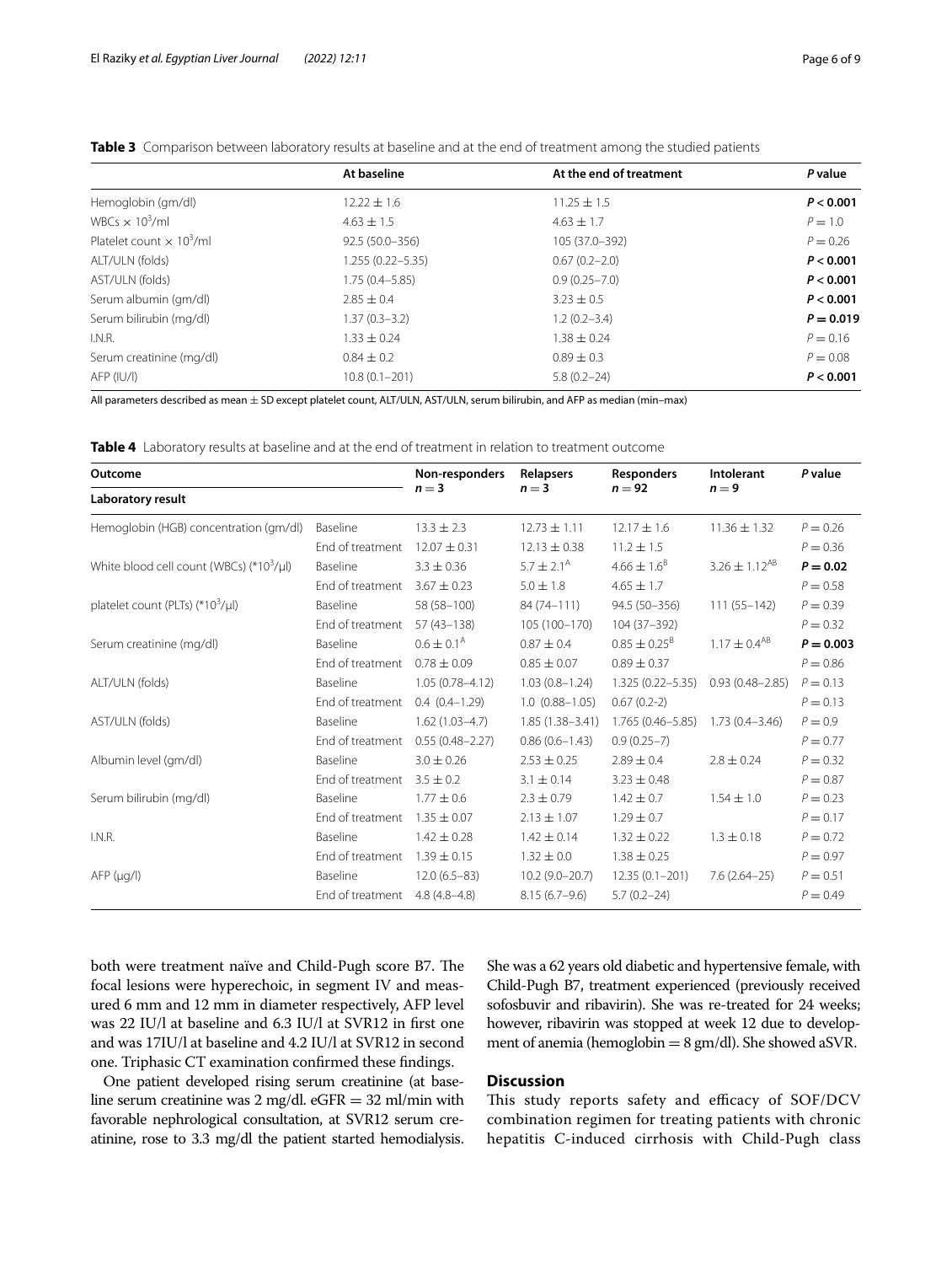**Table 3** Comparison between laboratory results at baseline and at the end of treatment among the studied patients

| | At baseline | At the end of treatment | *P* value |
|---|---|---|---|
| Hemoglobin (gm/dl) | 12.22 ± 1.6 | 11.25 ± 1.5 | ***P* < 0.001** |
| WBCs × $10^3$/ml | 4.63 ± 1.5 | 4.63 ± 1.7 | *P* = 1.0 |
| Platelet count × $10^3$/ml | 92.5 (50.0–356) | 105 (37.0–392) | *P* = 0.26 |
| ALT/ULN (folds) | 1.255 (0.22–5.35) | 0.67 (0.2–2.0) | ***P* < 0.001** |
| AST/ULN (folds) | 1.75 (0.4–5.85) | 0.9 (0.25–7.0) | ***P* < 0.001** |
| Serum albumin (gm/dl) | 2.85 ± 0.4 | 3.23 ± 0.5 | ***P* < 0.001** |
| Serum bilirubin (mg/dl) | 1.37 (0.3–3.2) | 1.2 (0.2–3.4) | ***P* = 0.019** |
| I.N.R. | 1.33 ± 0.24 | 1.38 ± 0.24 | *P* = 0.16 |
| Serum creatinine (mg/dl) | 0.84 ± 0.2 | 0.89 ± 0.3 | *P* = 0.08 |
| AFP (IU/l) | 10.8 (0.1–201) | 5.8 (0.2–24) | ***P* < 0.001** |

All parameters described as mean ± SD except platelet count, ALT/ULN, AST/ULN, serum bilirubin, and AFP as median (min–max)

**Table 4** Laboratory results at baseline and at the end of treatment in relation to treatment outcome

| Outcome | | Non-responders | Relapsers | Responders | Intolerant | *P* value |
|---|---|---|---|---|---|---|
| Laboratory result | | *n* = 3 | *n* = 3 | *n* = 92 | *n* = 9 | |
| Hemoglobin (HGB) concentration (gm/dl) | Baseline | 13.3 ± 2.3 | 12.73 ± 1.11 | 12.17 ± 1.6 | 11.36 ± 1.32 | *P* = 0.26 |
| | End of treatment | 12.07 ± 0.31 | 12.13 ± 0.38 | 11.2 ± 1.5 | | *P* = 0.36 |
| White blood cell count (WBCs) (*$10^3$/μl) | Baseline | 3.3 ± 0.36 | 5.7 ± 2.1[A] | 4.66 ± 1.6[B] | 3.26 ± 1.12[AB] | ***P* = 0.02** |
| | End of treatment | 3.67 ± 0.23 | 5.0 ± 1.8 | 4.65 ± 1.7 | | *P* = 0.58 |
| platelet count (PLTs) (*$10^3$/μl) | Baseline | 58 (58–100) | 84 (74–111) | 94.5 (50–356) | 111 (55–142) | *P* = 0.39 |
| | End of treatment | 57 (43–138) | 105 (100–170) | 104 (37–392) | | *P* = 0.32 |
| Serum creatinine (mg/dl) | Baseline | 0.6 ± 0.1[A] | 0.87 ± 0.4 | 0.85 ± 0.25[B] | 1.17 ± 0.4[AB] | ***P* = 0.003** |
| | End of treatment | 0.78 ± 0.09 | 0.85 ± 0.07 | 0.89 ± 0.37 | | *P* = 0.86 |
| ALT/ULN (folds) | Baseline | 1.05 (0.78–4.12) | 1.03 (0.8–1.24) | 1.325 (0.22–5.35) | 0.93 (0.48–2.85) | *P* = 0.13 |
| | End of treatment | 0.4 (0.4–1.29) | 1.0 (0.88–1.05) | 0.67 (0.2-2) | | *P* = 0.13 |
| AST/ULN (folds) | Baseline | 1.62 (1.03–4.7) | 1.85 (1.38–3.41) | 1.765 (0.46–5.85) | 1.73 (0.4–3.46) | *P* = 0.9 |
| | End of treatment | 0.55 (0.48–2.27) | 0.86 (0.6–1.43) | 0.9 (0.25–7) | | *P* = 0.77 |
| Albumin level (gm/dl) | Baseline | 3.0 ± 0.26 | 2.53 ± 0.25 | 2.89 ± 0.4 | 2.8 ± 0.24 | *P* = 0.32 |
| | End of treatment | 3.5 ± 0.2 | 3.1 ± 0.14 | 3.23 ± 0.48 | | *P* = 0.87 |
| Serum bilirubin (mg/dl) | Baseline | 1.77 ± 0.6 | 2.3 ± 0.79 | 1.42 ± 0.7 | 1.54 ± 1.0 | *P* = 0.23 |
| | End of treatment | 1.35 ± 0.07 | 2.13 ± 1.07 | 1.29 ± 0.7 | | *P* = 0.17 |
| I.N.R. | Baseline | 1.42 ± 0.28 | 1.42 ± 0.14 | 1.32 ± 0.22 | 1.3 ± 0.18 | *P* = 0.72 |
| | End of treatment | 1.39 ± 0.15 | 1.32 ± 0.0 | 1.38 ± 0.25 | | *P* = 0.97 |
| AFP (μg/l) | Baseline | 12.0 (6.5–83) | 10.2 (9.0–20.7) | 12.35 (0.1–201) | 7.6 (2.64–25) | *P* = 0.51 |
| | End of treatment | 4.8 (4.8–4.8) | 8.15 (6.7–9.6) | 5.7 (0.2–24) | | *P* = 0.49 |

both were treatment naïve and Child-Pugh score B7. The focal lesions were hyperechoic, in segment IV and measured 6 mm and 12 mm in diameter respectively, AFP level was 22 IU/l at baseline and 6.3 IU/l at SVR12 in first one and was 17IU/l at baseline and 4.2 IU/l at SVR12 in second one. Triphasic CT examination confirmed these findings.

One patient developed rising serum creatinine (at baseline serum creatinine was 2 mg/dl. eGFR = 32 ml/min with favorable nephrological consultation, at SVR12 serum creatinine, rose to 3.3 mg/dl the patient started hemodialysis. She was a 62 years old diabetic and hypertensive female, with Child-Pugh B7, treatment experienced (previously received sofosbuvir and ribavirin). She was re-treated for 24 weeks; however, ribavirin was stopped at week 12 due to development of anemia (hemoglobin = 8 gm/dl). She showed aSVR.

## Discussion

This study reports safety and efficacy of SOF/DCV combination regimen for treating patients with chronic hepatitis C-induced cirrhosis with Child-Pugh class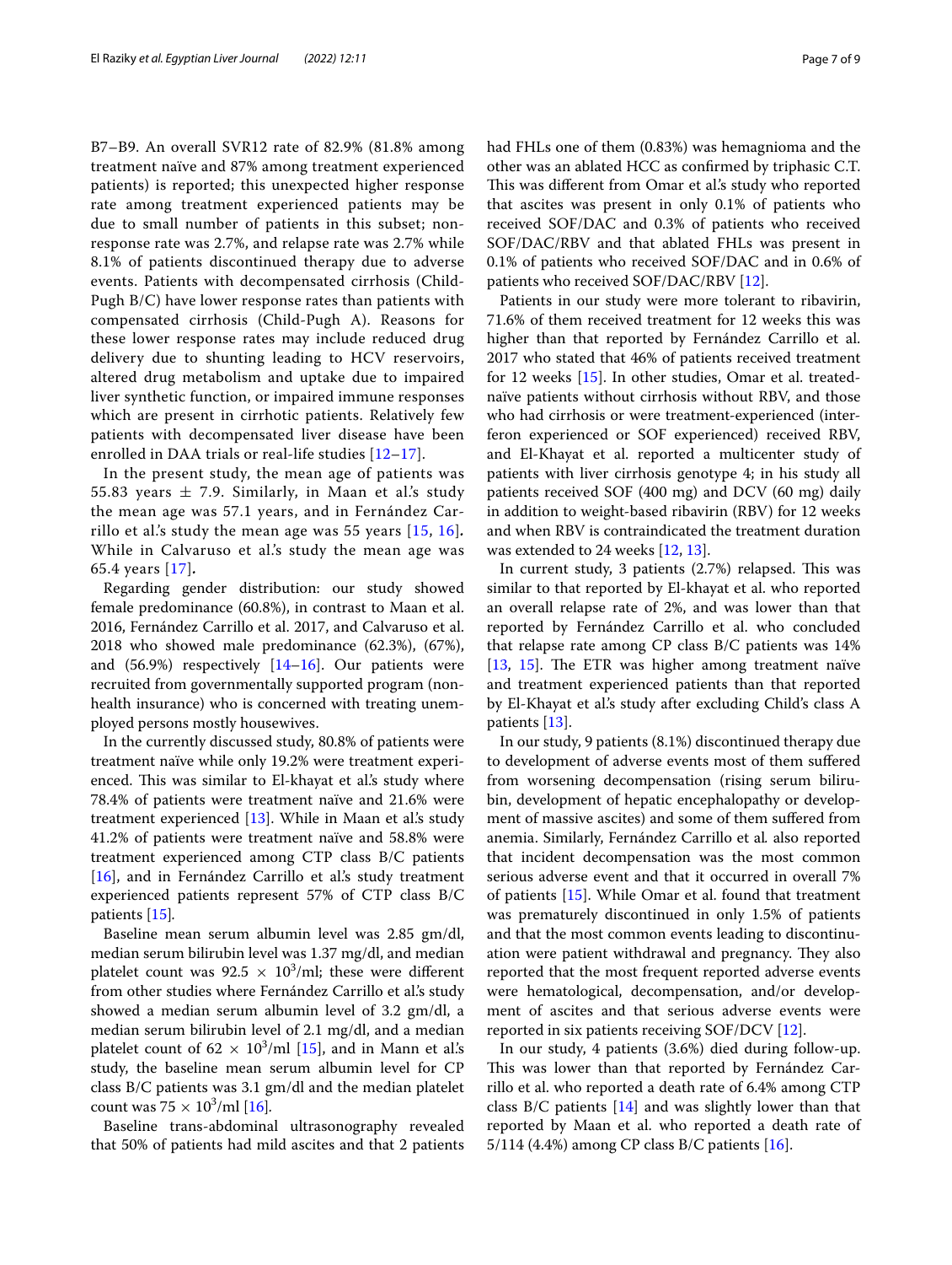B7–B9. An overall SVR12 rate of 82.9% (81.8% among treatment naïve and 87% among treatment experienced patients) is reported; this unexpected higher response rate among treatment experienced patients may be due to small number of patients in this subset; non-response rate was 2.7%, and relapse rate was 2.7% while 8.1% of patients discontinued therapy due to adverse events. Patients with decompensated cirrhosis (Child-Pugh B/C) have lower response rates than patients with compensated cirrhosis (Child-Pugh A). Reasons for these lower response rates may include reduced drug delivery due to shunting leading to HCV reservoirs, altered drug metabolism and uptake due to impaired liver synthetic function, or impaired immune responses which are present in cirrhotic patients. Relatively few patients with decompensated liver disease have been enrolled in DAA trials or real-life studies [12–17].

In the present study, the mean age of patients was 55.83 years $\pm$ 7.9. Similarly, in Maan et al.'s study the mean age was 57.1 years, and in Fernández Carrillo et al.'s study the mean age was 55 years [15, 16]**.** While in Calvaruso et al.'s study the mean age was 65.4 years [17]**.**

Regarding gender distribution: our study showed female predominance (60.8%), in contrast to Maan et al. 2016, Fernández Carrillo et al. 2017, and Calvaruso et al. 2018 who showed male predominance (62.3%), (67%), and (56.9%) respectively [14–16]. Our patients were recruited from governmentally supported program (non-health insurance) who is concerned with treating unemployed persons mostly housewives.

In the currently discussed study, 80.8% of patients were treatment naïve while only 19.2% were treatment experienced. This was similar to El-khayat et al.'s study where 78.4% of patients were treatment naïve and 21.6% were treatment experienced [13]. While in Maan et al.'s study 41.2% of patients were treatment naïve and 58.8% were treatment experienced among CTP class B/C patients [16], and in Fernández Carrillo et al.'s study treatment experienced patients represent 57% of CTP class B/C patients [15].

Baseline mean serum albumin level was 2.85 gm/dl, median serum bilirubin level was 1.37 mg/dl, and median platelet count was $92.5 \times 10^3$/ml; these were different from other studies where Fernández Carrillo et al.'s study showed a median serum albumin level of 3.2 gm/dl, a median serum bilirubin level of 2.1 mg/dl, and a median platelet count of $62 \times 10^3$/ml [15], and in Mann et al.'s study, the baseline mean serum albumin level for CP class B/C patients was 3.1 gm/dl and the median platelet count was $75 \times 10^3$/ml [16].

Baseline trans-abdominal ultrasonography revealed that 50% of patients had mild ascites and that 2 patients had FHLs one of them (0.83%) was hemagnioma and the other was an ablated HCC as confirmed by triphasic C.T. This was different from Omar et al.'s study who reported that ascites was present in only 0.1% of patients who received SOF/DAC and 0.3% of patients who received SOF/DAC/RBV and that ablated FHLs was present in 0.1% of patients who received SOF/DAC and in 0.6% of patients who received SOF/DAC/RBV [12].

Patients in our study were more tolerant to ribavirin, 71.6% of them received treatment for 12 weeks this was higher than that reported by Fernández Carrillo et al. 2017 who stated that 46% of patients received treatment for 12 weeks [15]. In other studies, Omar et al. treated-naïve patients without cirrhosis without RBV, and those who had cirrhosis or were treatment-experienced (interferon experienced or SOF experienced) received RBV, and El-Khayat et al. reported a multicenter study of patients with liver cirrhosis genotype 4; in his study all patients received SOF (400 mg) and DCV (60 mg) daily in addition to weight-based ribavirin (RBV) for 12 weeks and when RBV is contraindicated the treatment duration was extended to 24 weeks [12, 13].

In current study, 3 patients (2.7%) relapsed. This was similar to that reported by El-khayat et al. who reported an overall relapse rate of 2%, and was lower than that reported by Fernández Carrillo et al. who concluded that relapse rate among CP class B/C patients was 14% [13, 15]. The ETR was higher among treatment naïve and treatment experienced patients than that reported by El-Khayat et al.'s study after excluding Child's class A patients [13].

In our study, 9 patients (8.1%) discontinued therapy due to development of adverse events most of them suffered from worsening decompensation (rising serum bilirubin, development of hepatic encephalopathy or development of massive ascites) and some of them suffered from anemia. Similarly, Fernández Carrillo et al*.* also reported that incident decompensation was the most common serious adverse event and that it occurred in overall 7% of patients [15]. While Omar et al. found that treatment was prematurely discontinued in only 1.5% of patients and that the most common events leading to discontinuation were patient withdrawal and pregnancy. They also reported that the most frequent reported adverse events were hematological, decompensation, and/or development of ascites and that serious adverse events were reported in six patients receiving SOF/DCV [12].

In our study, 4 patients (3.6%) died during follow-up. This was lower than that reported by Fernández Carrillo et al. who reported a death rate of 6.4% among CTP class B/C patients [14] and was slightly lower than that reported by Maan et al. who reported a death rate of 5/114 (4.4%) among CP class B/C patients [16].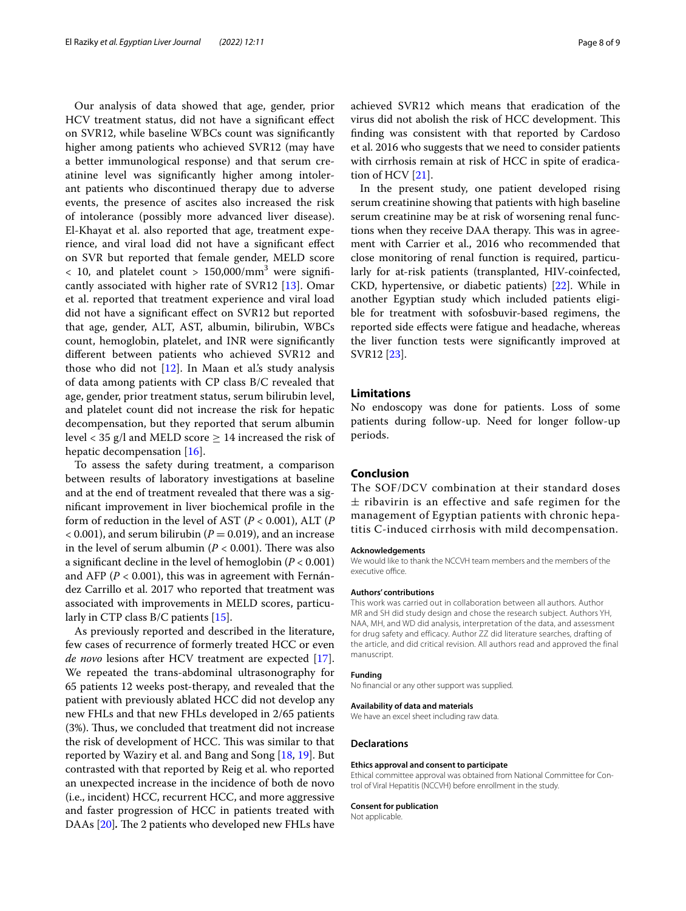Our analysis of data showed that age, gender, prior HCV treatment status, did not have a significant effect on SVR12, while baseline WBCs count was significantly higher among patients who achieved SVR12 (may have a better immunological response) and that serum creatinine level was significantly higher among intolerant patients who discontinued therapy due to adverse events, the presence of ascites also increased the risk of intolerance (possibly more advanced liver disease). El-Khayat et al. also reported that age, treatment experience, and viral load did not have a significant effect on SVR but reported that female gender, MELD score $< 10$, and platelet count $> 150{,}000/\text{mm}^3$ were significantly associated with higher rate of SVR12 [13]. Omar et al. reported that treatment experience and viral load did not have a significant effect on SVR12 but reported that age, gender, ALT, AST, albumin, bilirubin, WBCs count, hemoglobin, platelet, and INR were significantly different between patients who achieved SVR12 and those who did not [12]. In Maan et al.'s study analysis of data among patients with CP class B/C revealed that age, gender, prior treatment status, serum bilirubin level, and platelet count did not increase the risk for hepatic decompensation, but they reported that serum albumin level < 35 g/l and MELD score $\geq 14$ increased the risk of hepatic decompensation [16].

To assess the safety during treatment, a comparison between results of laboratory investigations at baseline and at the end of treatment revealed that there was a significant improvement in liver biochemical profile in the form of reduction in the level of AST ($P < 0.001$), ALT ($P < 0.001$), and serum bilirubin ($P = 0.019$), and an increase in the level of serum albumin ($P < 0.001$). There was also a significant decline in the level of hemoglobin ($P < 0.001$) and AFP ($P < 0.001$), this was in agreement with Fernández Carrillo et al. 2017 who reported that treatment was associated with improvements in MELD scores, particularly in CTP class B/C patients [15].

As previously reported and described in the literature, few cases of recurrence of formerly treated HCC or even *de novo* lesions after HCV treatment are expected [17]. We repeated the trans-abdominal ultrasonography for 65 patients 12 weeks post-therapy, and revealed that the patient with previously ablated HCC did not develop any new FHLs and that new FHLs developed in 2/65 patients (3%). Thus, we concluded that treatment did not increase the risk of development of HCC. This was similar to that reported by Waziry et al. and Bang and Song [18, 19]. But contrasted with that reported by Reig et al. who reported an unexpected increase in the incidence of both de novo (i.e., incident) HCC, recurrent HCC, and more aggressive and faster progression of HCC in patients treated with DAAs [20]**.** The 2 patients who developed new FHLs have achieved SVR12 which means that eradication of the virus did not abolish the risk of HCC development. This finding was consistent with that reported by Cardoso et al. 2016 who suggests that we need to consider patients with cirrhosis remain at risk of HCC in spite of eradication of HCV [21].

In the present study, one patient developed rising serum creatinine showing that patients with high baseline serum creatinine may be at risk of worsening renal functions when they receive DAA therapy. This was in agreement with Carrier et al., 2016 who recommended that close monitoring of renal function is required, particularly for at-risk patients (transplanted, HIV-coinfected, CKD, hypertensive, or diabetic patients) [22]. While in another Egyptian study which included patients eligible for treatment with sofosbuvir-based regimens, the reported side effects were fatigue and headache, whereas the liver function tests were significantly improved at SVR12 [23].

## Limitations

No endoscopy was done for patients. Loss of some patients during follow-up. Need for longer follow-up periods.

## Conclusion

The SOF/DCV combination at their standard doses $\pm$ ribavirin is an effective and safe regimen for the management of Egyptian patients with chronic hepatitis C-induced cirrhosis with mild decompensation.

#### Acknowledgements

We would like to thank the NCCVH team members and the members of the executive office.

#### Authors' contributions

This work was carried out in collaboration between all authors. Author MR and SH did study design and chose the research subject. Authors YH, NAA, MH, and WD did analysis, interpretation of the data, and assessment for drug safety and efficacy. Author ZZ did literature searches, drafting of the article, and did critical revision. All authors read and approved the final manuscript.

#### Funding

No financial or any other support was supplied.

#### Availability of data and materials

We have an excel sheet including raw data.

### Declarations

#### Ethics approval and consent to participate

Ethical committee approval was obtained from National Committee for Control of Viral Hepatitis (NCCVH) before enrollment in the study.

#### Consent for publication

Not applicable.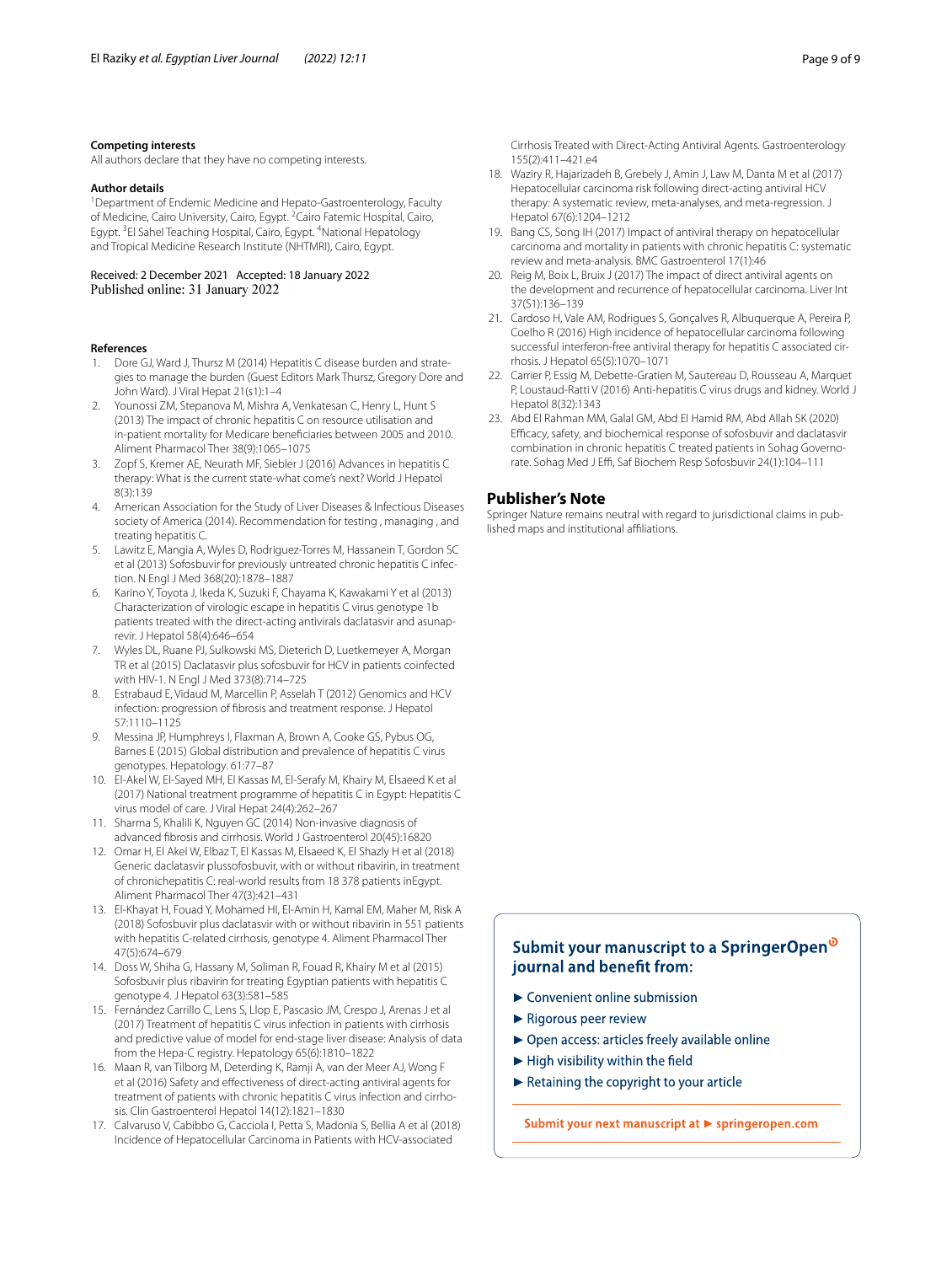### Competing interests

All authors declare that they have no competing interests.

### Author details

[1]Department of Endemic Medicine and Hepato-Gastroenterology, Faculty of Medicine, Cairo University, Cairo, Egypt. [2]Cairo Fatemic Hospital, Cairo, Egypt. [3]El Sahel Teaching Hospital, Cairo, Egypt. [4]National Hepatology and Tropical Medicine Research Institute (NHTMRI), Cairo, Egypt.

Received: 2 December 2021 Accepted: 18 January 2022
Published online: 31 January 2022

### References

1. Dore GJ, Ward J, Thursz M (2014) Hepatitis C disease burden and strategies to manage the burden (Guest Editors Mark Thursz, Gregory Dore and John Ward). J Viral Hepat 21(s1):1–4
2. Younossi ZM, Stepanova M, Mishra A, Venkatesan C, Henry L, Hunt S (2013) The impact of chronic hepatitis C on resource utilisation and in-patient mortality for Medicare beneficiaries between 2005 and 2010. Aliment Pharmacol Ther 38(9):1065–1075
3. Zopf S, Kremer AE, Neurath MF, Siebler J (2016) Advances in hepatitis C therapy: What is the current state-what come's next? World J Hepatol 8(3):139
4. American Association for the Study of Liver Diseases & Infectious Diseases society of America (2014). Recommendation for testing , managing , and treating hepatitis C.
5. Lawitz E, Mangia A, Wyles D, Rodriguez-Torres M, Hassanein T, Gordon SC et al (2013) Sofosbuvir for previously untreated chronic hepatitis C infection. N Engl J Med 368(20):1878–1887
6. Karino Y, Toyota J, Ikeda K, Suzuki F, Chayama K, Kawakami Y et al (2013) Characterization of virologic escape in hepatitis C virus genotype 1b patients treated with the direct-acting antivirals daclatasvir and asunaprevir. J Hepatol 58(4):646–654
7. Wyles DL, Ruane PJ, Sulkowski MS, Dieterich D, Luetkemeyer A, Morgan TR et al (2015) Daclatasvir plus sofosbuvir for HCV in patients coinfected with HIV-1. N Engl J Med 373(8):714–725
8. Estrabaud E, Vidaud M, Marcellin P, Asselah T (2012) Genomics and HCV infection: progression of fibrosis and treatment response. J Hepatol 57:1110–1125
9. Messina JP, Humphreys I, Flaxman A, Brown A, Cooke GS, Pybus OG, Barnes E (2015) Global distribution and prevalence of hepatitis C virus genotypes. Hepatology. 61:77–87
10. El-Akel W, El-Sayed MH, El Kassas M, El-Serafy M, Khairy M, Elsaeed K et al (2017) National treatment programme of hepatitis C in Egypt: Hepatitis C virus model of care. J Viral Hepat 24(4):262–267
11. Sharma S, Khalili K, Nguyen GC (2014) Non-invasive diagnosis of advanced fibrosis and cirrhosis. World J Gastroenterol 20(45):16820
12. Omar H, El Akel W, Elbaz T, El Kassas M, Elsaeed K, El Shazly H et al (2018) Generic daclatasvir plussofosbuvir, with or without ribavirin, in treatment of chronichepatitis C: real-world results from 18 378 patients inEgypt. Aliment Pharmacol Ther 47(3):421–431
13. El-Khayat H, Fouad Y, Mohamed HI, El-Amin H, Kamal EM, Maher M, Risk A (2018) Sofosbuvir plus daclatasvir with or without ribavirin in 551 patients with hepatitis C-related cirrhosis, genotype 4. Aliment Pharmacol Ther 47(5):674–679
14. Doss W, Shiha G, Hassany M, Soliman R, Fouad R, Khairy M et al (2015) Sofosbuvir plus ribavirin for treating Egyptian patients with hepatitis C genotype 4. J Hepatol 63(3):581–585
15. Fernández Carrillo C, Lens S, Llop E, Pascasio JM, Crespo J, Arenas J et al (2017) Treatment of hepatitis C virus infection in patients with cirrhosis and predictive value of model for end-stage liver disease: Analysis of data from the Hepa-C registry. Hepatology 65(6):1810–1822
16. Maan R, van Tilborg M, Deterding K, Ramji A, van der Meer AJ, Wong F et al (2016) Safety and effectiveness of direct-acting antiviral agents for treatment of patients with chronic hepatitis C virus infection and cirrhosis. Clin Gastroenterol Hepatol 14(12):1821–1830
17. Calvaruso V, Cabibbo G, Cacciola I, Petta S, Madonia S, Bellia A et al (2018) Incidence of Hepatocellular Carcinoma in Patients with HCV-associated Cirrhosis Treated with Direct-Acting Antiviral Agents. Gastroenterology 155(2):411–421.e4
18. Waziry R, Hajarizadeh B, Grebely J, Amin J, Law M, Danta M et al (2017) Hepatocellular carcinoma risk following direct-acting antiviral HCV therapy: A systematic review, meta-analyses, and meta-regression. J Hepatol 67(6):1204–1212
19. Bang CS, Song IH (2017) Impact of antiviral therapy on hepatocellular carcinoma and mortality in patients with chronic hepatitis C: systematic review and meta-analysis. BMC Gastroenterol 17(1):46
20. Reig M, Boix L, Bruix J (2017) The impact of direct antiviral agents on the development and recurrence of hepatocellular carcinoma. Liver Int 37(S1):136–139
21. Cardoso H, Vale AM, Rodrigues S, Gonçalves R, Albuquerque A, Pereira P, Coelho R (2016) High incidence of hepatocellular carcinoma following successful interferon-free antiviral therapy for hepatitis C associated cirrhosis. J Hepatol 65(5):1070–1071
22. Carrier P, Essig M, Debette-Gratien M, Sautereau D, Rousseau A, Marquet P, Loustaud-Ratti V (2016) Anti-hepatitis C virus drugs and kidney. World J Hepatol 8(32):1343
23. Abd El Rahman MM, Galal GM, Abd El Hamid RM, Abd Allah SK (2020) Efficacy, safety, and biochemical response of sofosbuvir and daclatasvir combination in chronic hepatitis C treated patients in Sohag Governorate. Sohag Med J Effi, Saf Biochem Resp Sofosbuvir 24(1):104–111

## Publisher's Note

Springer Nature remains neutral with regard to jurisdictional claims in published maps and institutional affiliations.

**Submit your manuscript to a SpringerOpen journal and benefit from:**

- ► Convenient online submission
- ► Rigorous peer review
- ► Open access: articles freely available online
- ► High visibility within the field
- ► Retaining the copyright to your article

**Submit your next manuscript at ► springeropen.com**